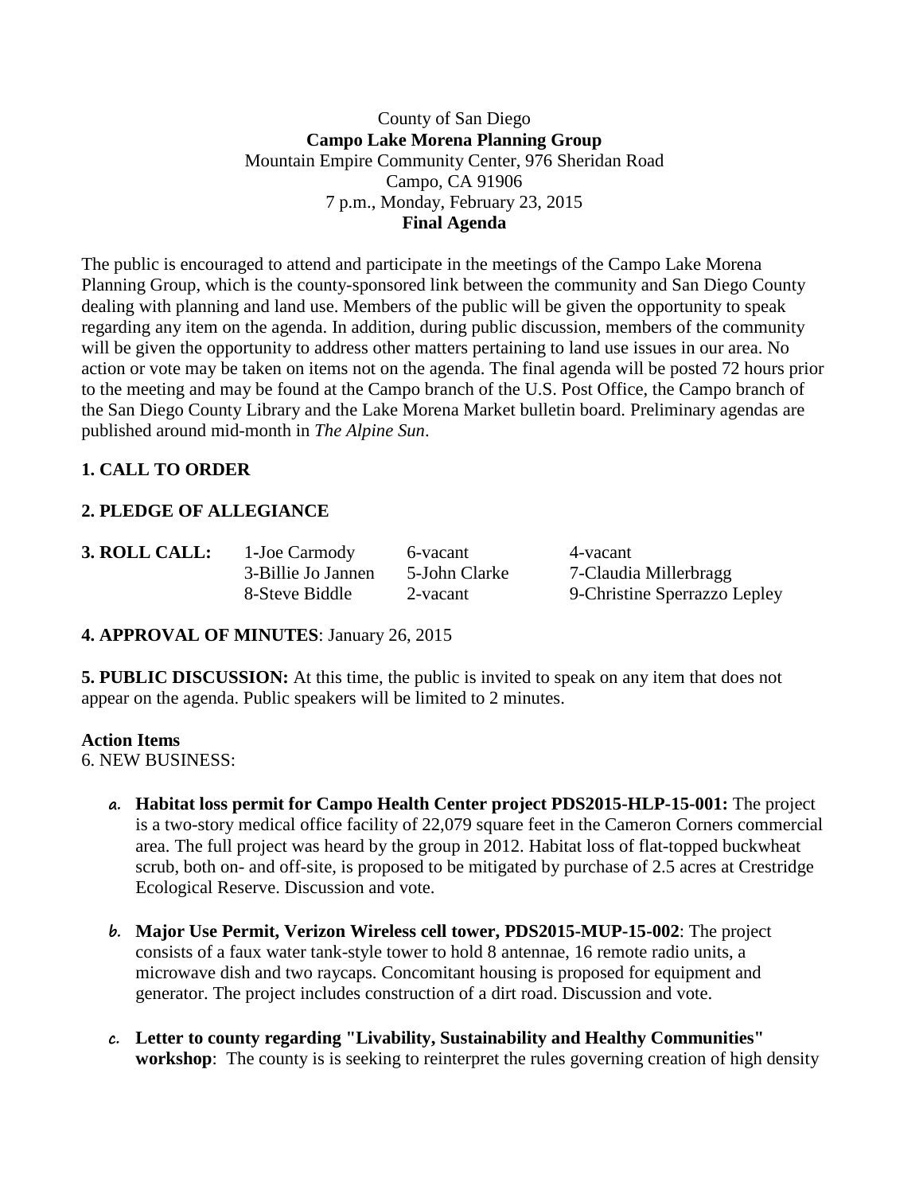County of San Diego
**Campo Lake Morena Planning Group**
Mountain Empire Community Center, 976 Sheridan Road
Campo, CA 91906
7 p.m., Monday, February 23, 2015
**Final Agenda**

The public is encouraged to attend and participate in the meetings of the Campo Lake Morena Planning Group, which is the county-sponsored link between the community and San Diego County dealing with planning and land use. Members of the public will be given the opportunity to speak regarding any item on the agenda. In addition, during public discussion, members of the community will be given the opportunity to address other matters pertaining to land use issues in our area. No action or vote may be taken on items not on the agenda. The final agenda will be posted 72 hours prior to the meeting and may be found at the Campo branch of the U.S. Post Office, the Campo branch of the San Diego County Library and the Lake Morena Market bulletin board. Preliminary agendas are published around mid-month in *The Alpine Sun*.

**1. CALL TO ORDER**

**2. PLEDGE OF ALLEGIANCE**

| **3. ROLL CALL:** | 1-Joe Carmody | 6-vacant | 4-vacant |
|---|---|---|---|
| | 3-Billie Jo Jannen | 5-John Clarke | 7-Claudia Millerbragg |
| | 8-Steve Biddle | 2-vacant | 9-Christine Sperrazzo Lepley |

**4. APPROVAL OF MINUTES**: January 26, 2015

**5. PUBLIC DISCUSSION:** At this time, the public is invited to speak on any item that does not appear on the agenda. Public speakers will be limited to 2 minutes.

**Action Items**
6. NEW BUSINESS:

a. **Habitat loss permit for Campo Health Center project PDS2015-HLP-15-001:** The project is a two-story medical office facility of 22,079 square feet in the Cameron Corners commercial area. The full project was heard by the group in 2012. Habitat loss of flat-topped buckwheat scrub, both on- and off-site, is proposed to be mitigated by purchase of 2.5 acres at Crestridge Ecological Reserve. Discussion and vote.

b. **Major Use Permit, Verizon Wireless cell tower, PDS2015-MUP-15-002**: The project consists of a faux water tank-style tower to hold 8 antennae, 16 remote radio units, a microwave dish and two raycaps. Concomitant housing is proposed for equipment and generator. The project includes construction of a dirt road. Discussion and vote.

c. **Letter to county regarding "Livability, Sustainability and Healthy Communities" workshop**: The county is is seeking to reinterpret the rules governing creation of high density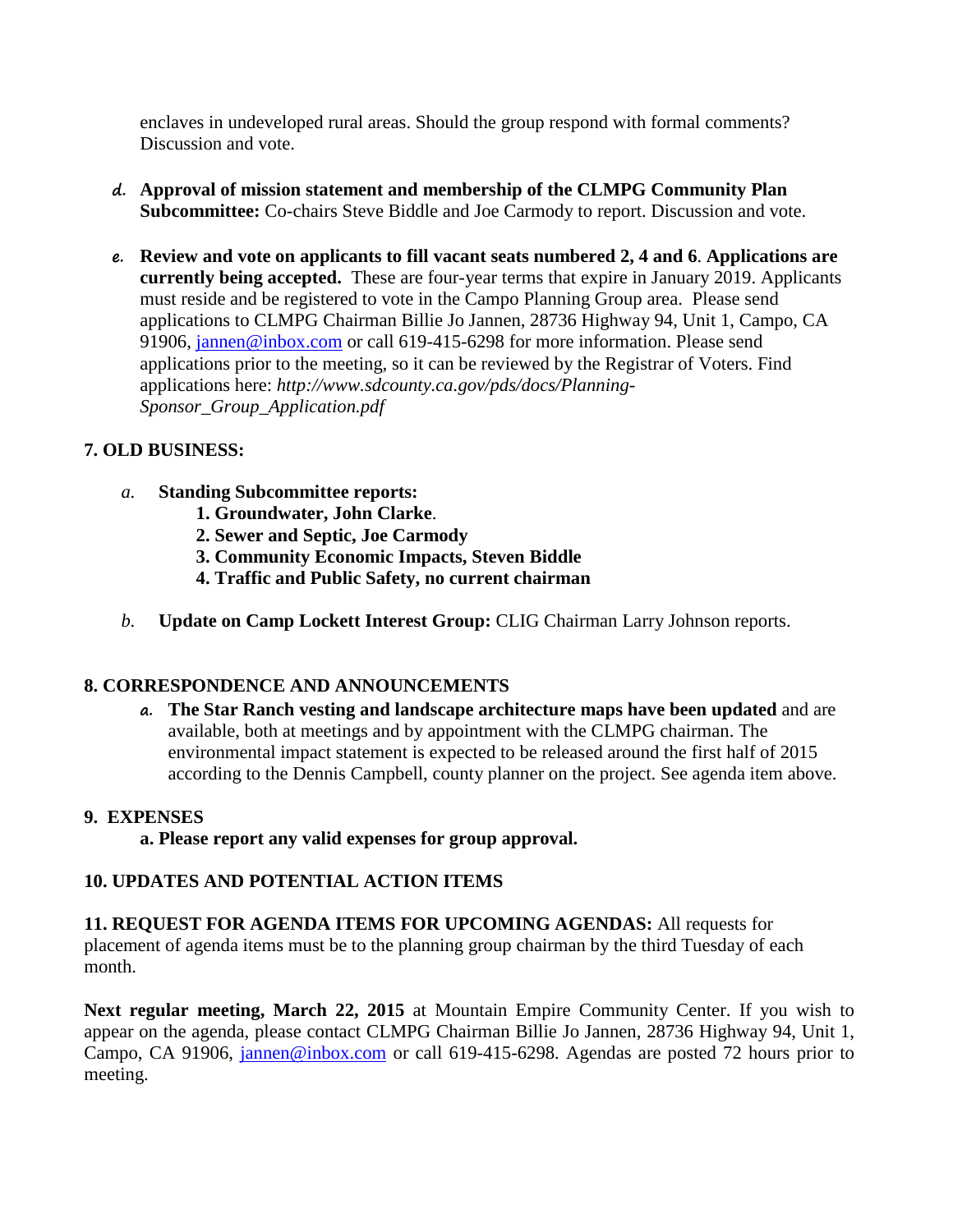enclaves in undeveloped rural areas. Should the group respond with formal comments? Discussion and vote.

*d.* **Approval of mission statement and membership of the CLMPG Community Plan Subcommittee:** Co-chairs Steve Biddle and Joe Carmody to report. Discussion and vote.

*e.* **Review and vote on applicants to fill vacant seats numbered 2, 4 and 6**. **Applications are currently being accepted.** These are four-year terms that expire in January 2019. Applicants must reside and be registered to vote in the Campo Planning Group area. Please send applications to CLMPG Chairman Billie Jo Jannen, 28736 Highway 94, Unit 1, Campo, CA 91906, jannen@inbox.com or call 619-415-6298 for more information. Please send applications prior to the meeting, so it can be reviewed by the Registrar of Voters. Find applications here: *http://www.sdcounty.ca.gov/pds/docs/Planning-Sponsor_Group_Application.pdf*

## 7. OLD BUSINESS:

*a.* **Standing Subcommittee reports:**

1. **Groundwater, John Clarke**.
2. **Sewer and Septic, Joe Carmody**
3. **Community Economic Impacts, Steven Biddle**
4. **Traffic and Public Safety, no current chairman**

*b.* **Update on Camp Lockett Interest Group:** CLIG Chairman Larry Johnson reports.

## 8. CORRESPONDENCE AND ANNOUNCEMENTS

*a.* **The Star Ranch vesting and landscape architecture maps have been updated** and are available, both at meetings and by appointment with the CLMPG chairman. The environmental impact statement is expected to be released around the first half of 2015 according to the Dennis Campbell, county planner on the project. See agenda item above.

## 9. EXPENSES

**a. Please report any valid expenses for group approval.**

## 10. UPDATES AND POTENTIAL ACTION ITEMS

**11. REQUEST FOR AGENDA ITEMS FOR UPCOMING AGENDAS:** All requests for placement of agenda items must be to the planning group chairman by the third Tuesday of each month.

**Next regular meeting, March 22, 2015** at Mountain Empire Community Center. If you wish to appear on the agenda, please contact CLMPG Chairman Billie Jo Jannen, 28736 Highway 94, Unit 1, Campo, CA 91906, jannen@inbox.com or call 619-415-6298. Agendas are posted 72 hours prior to meeting.